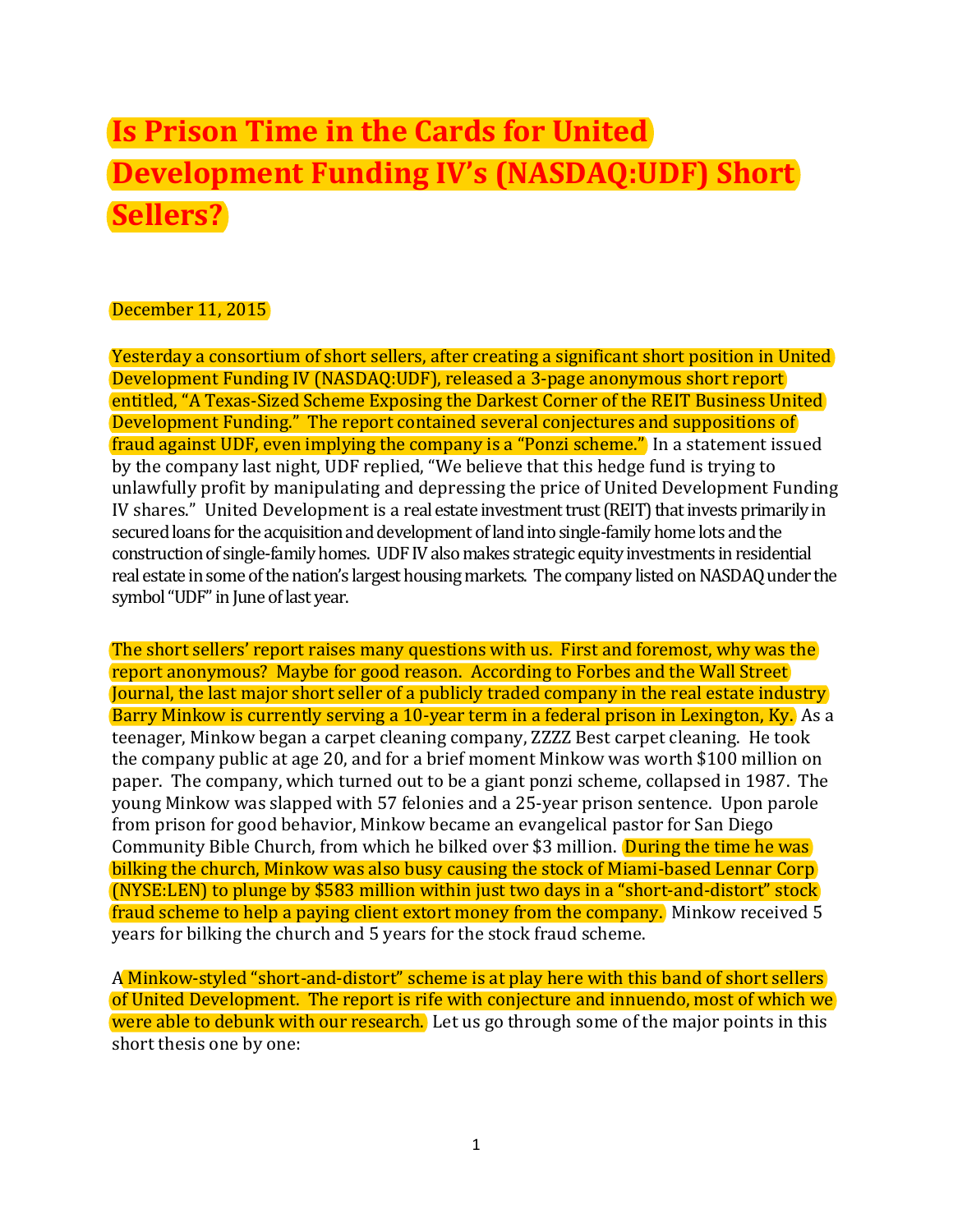# Is Prison Time in the Cards for United Development Funding IV's (NASDAQ:UDF) Short Sellers?

December 11, 2015

Yesterday a consortium of short sellers, after creating a significant short position in United Development Funding IV (NASDAQ:UDF), released a 3-page anonymous short report entitled, "A Texas-Sized Scheme Exposing the Darkest Corner of the REIT Business United Development Funding." The report contained several conjectures and suppositions of fraud against UDF, even implying the company is a "Ponzi scheme." In a statement issued by the company last night, UDF replied, "We believe that this hedge fund is trying to unlawfully profit by manipulating and depressing the price of United Development Funding IV shares." United Development is a real estate investment trust (REIT) that invests primarily in secured loans for the acquisition and development of land into single-family home lots and the construction of single-family homes. UDF IV also makes strategic equity investments in residential real estate in some of the nation's largest housing markets. The company listed on NASDAQ under the symbol "UDF" in June of last year.

The short sellers' report raises many questions with us. First and foremost, why was the report anonymous? Maybe for good reason. According to Forbes and the Wall Street Journal, the last major short seller of a publicly traded company in the real estate industry Barry Minkow is currently serving a 10-year term in a federal prison in Lexington, Ky. As a teenager, Minkow began a carpet cleaning company, ZZZZ Best carpet cleaning. He took the company public at age 20, and for a brief moment Minkow was worth $100 million on paper. The company, which turned out to be a giant ponzi scheme, collapsed in 1987. The young Minkow was slapped with 57 felonies and a 25-year prison sentence. Upon parole from prison for good behavior, Minkow became an evangelical pastor for San Diego Community Bible Church, from which he bilked over $3 million. During the time he was bilking the church, Minkow was also busy causing the stock of Miami-based Lennar Corp (NYSE:LEN) to plunge by $583 million within just two days in a "short-and-distort" stock fraud scheme to help a paying client extort money from the company. Minkow received 5 years for bilking the church and 5 years for the stock fraud scheme.

A Minkow-styled "short-and-distort" scheme is at play here with this band of short sellers of United Development. The report is rife with conjecture and innuendo, most of which we were able to debunk with our research. Let us go through some of the major points in this short thesis one by one: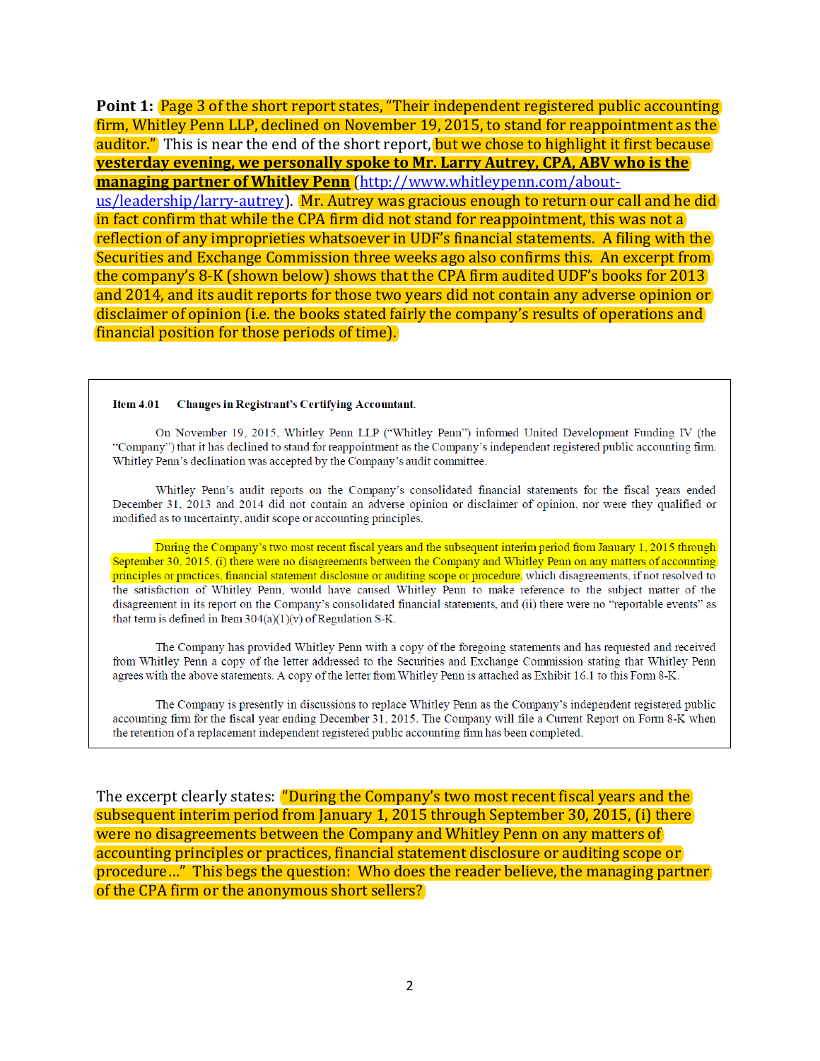**Point 1:** Page 3 of the short report states, "Their independent registered public accounting firm, Whitley Penn LLP, declined on November 19, 2015, to stand for reappointment as the auditor." This is near the end of the short report, but we chose to highlight it first because **yesterday evening, we personally spoke to Mr. Larry Autrey, CPA, ABV who is the managing partner of Whitley Penn** (http://www.whitleypenn.com/about-us/leadership/larry-autrey). Mr. Autrey was gracious enough to return our call and he did in fact confirm that while the CPA firm did not stand for reappointment, this was not a reflection of any improprieties whatsoever in UDF's financial statements. A filing with the Securities and Exchange Commission three weeks ago also confirms this. An excerpt from the company's 8-K (shown below) shows that the CPA firm audited UDF's books for 2013 and 2014, and its audit reports for those two years did not contain any adverse opinion or disclaimer of opinion (i.e. the books stated fairly the company's results of operations and financial position for those periods of time).

> **Item 4.01 Changes in Registrant's Certifying Accountant.**
>
> On November 19, 2015, Whitley Penn LLP ("Whitley Penn") informed United Development Funding IV (the "Company") that it has declined to stand for reappointment as the Company's independent registered public accounting firm. Whitley Penn's declination was accepted by the Company's audit committee.
>
> Whitley Penn's audit reports on the Company's consolidated financial statements for the fiscal years ended December 31, 2013 and 2014 did not contain an adverse opinion or disclaimer of opinion, nor were they qualified or modified as to uncertainty, audit scope or accounting principles.
>
> During the Company's two most recent fiscal years and the subsequent interim period from January 1, 2015 through September 30, 2015, (i) there were no disagreements between the Company and Whitley Penn on any matters of accounting principles or practices, financial statement disclosure or auditing scope or procedure, which disagreements, if not resolved to the satisfaction of Whitley Penn, would have caused Whitley Penn to make reference to the subject matter of the disagreement in its report on the Company's consolidated financial statements, and (ii) there were no "reportable events" as that term is defined in Item 304(a)(1)(v) of Regulation S-K.
>
> The Company has provided Whitley Penn with a copy of the foregoing statements and has requested and received from Whitley Penn a copy of the letter addressed to the Securities and Exchange Commission stating that Whitley Penn agrees with the above statements. A copy of the letter from Whitley Penn is attached as Exhibit 16.1 to this Form 8-K.
>
> The Company is presently in discussions to replace Whitley Penn as the Company's independent registered public accounting firm for the fiscal year ending December 31, 2015. The Company will file a Current Report on Form 8-K when the retention of a replacement independent registered public accounting firm has been completed.

The excerpt clearly states: "During the Company's two most recent fiscal years and the subsequent interim period from January 1, 2015 through September 30, 2015, (i) there were no disagreements between the Company and Whitley Penn on any matters of accounting principles or practices, financial statement disclosure or auditing scope or procedure…" This begs the question: Who does the reader believe, the managing partner of the CPA firm or the anonymous short sellers?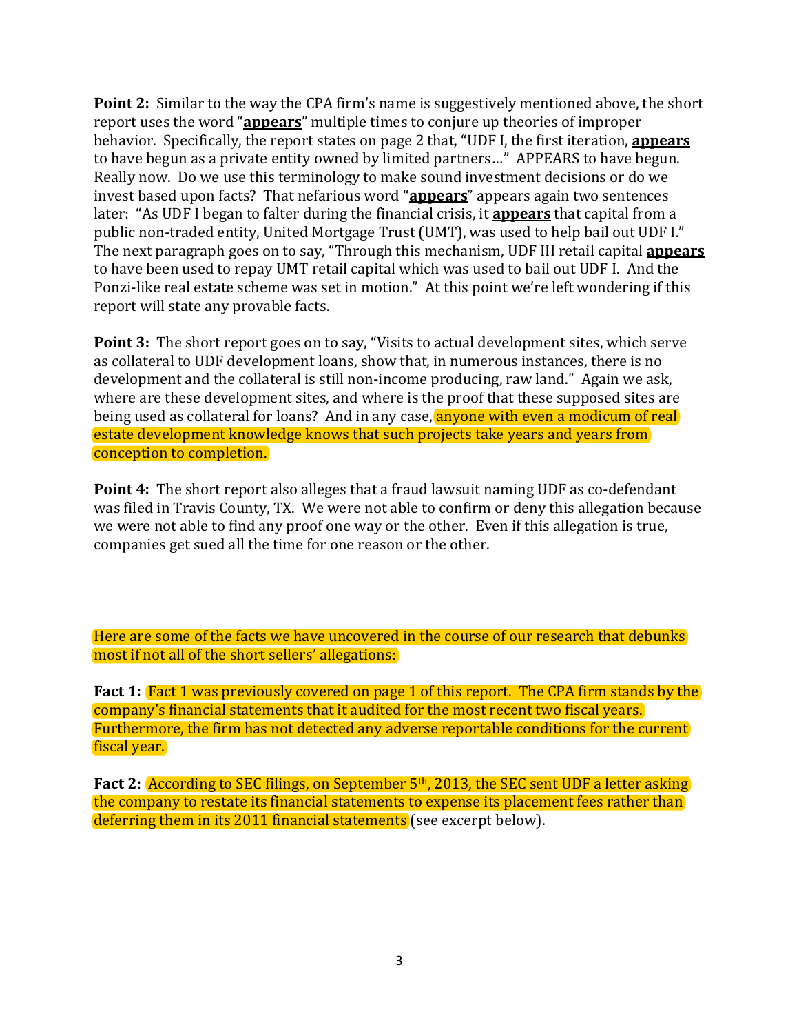**Point 2:** Similar to the way the CPA firm's name is suggestively mentioned above, the short report uses the word "**appears**" multiple times to conjure up theories of improper behavior. Specifically, the report states on page 2 that, "UDF I, the first iteration, **appears** to have begun as a private entity owned by limited partners…" APPEARS to have begun. Really now. Do we use this terminology to make sound investment decisions or do we invest based upon facts? That nefarious word "**appears**" appears again two sentences later: "As UDF I began to falter during the financial crisis, it **appears** that capital from a public non-traded entity, United Mortgage Trust (UMT), was used to help bail out UDF I." The next paragraph goes on to say, "Through this mechanism, UDF III retail capital **appears** to have been used to repay UMT retail capital which was used to bail out UDF I. And the Ponzi-like real estate scheme was set in motion." At this point we're left wondering if this report will state any provable facts.

**Point 3:** The short report goes on to say, "Visits to actual development sites, which serve as collateral to UDF development loans, show that, in numerous instances, there is no development and the collateral is still non-income producing, raw land." Again we ask, where are these development sites, and where is the proof that these supposed sites are being used as collateral for loans? And in any case, anyone with even a modicum of real estate development knowledge knows that such projects take years and years from conception to completion.

**Point 4:** The short report also alleges that a fraud lawsuit naming UDF as co-defendant was filed in Travis County, TX. We were not able to confirm or deny this allegation because we were not able to find any proof one way or the other. Even if this allegation is true, companies get sued all the time for one reason or the other.

Here are some of the facts we have uncovered in the course of our research that debunks most if not all of the short sellers' allegations:

**Fact 1:** Fact 1 was previously covered on page 1 of this report. The CPA firm stands by the company's financial statements that it audited for the most recent two fiscal years. Furthermore, the firm has not detected any adverse reportable conditions for the current fiscal year.

**Fact 2:** According to SEC filings, on September 5th, 2013, the SEC sent UDF a letter asking the company to restate its financial statements to expense its placement fees rather than deferring them in its 2011 financial statements (see excerpt below).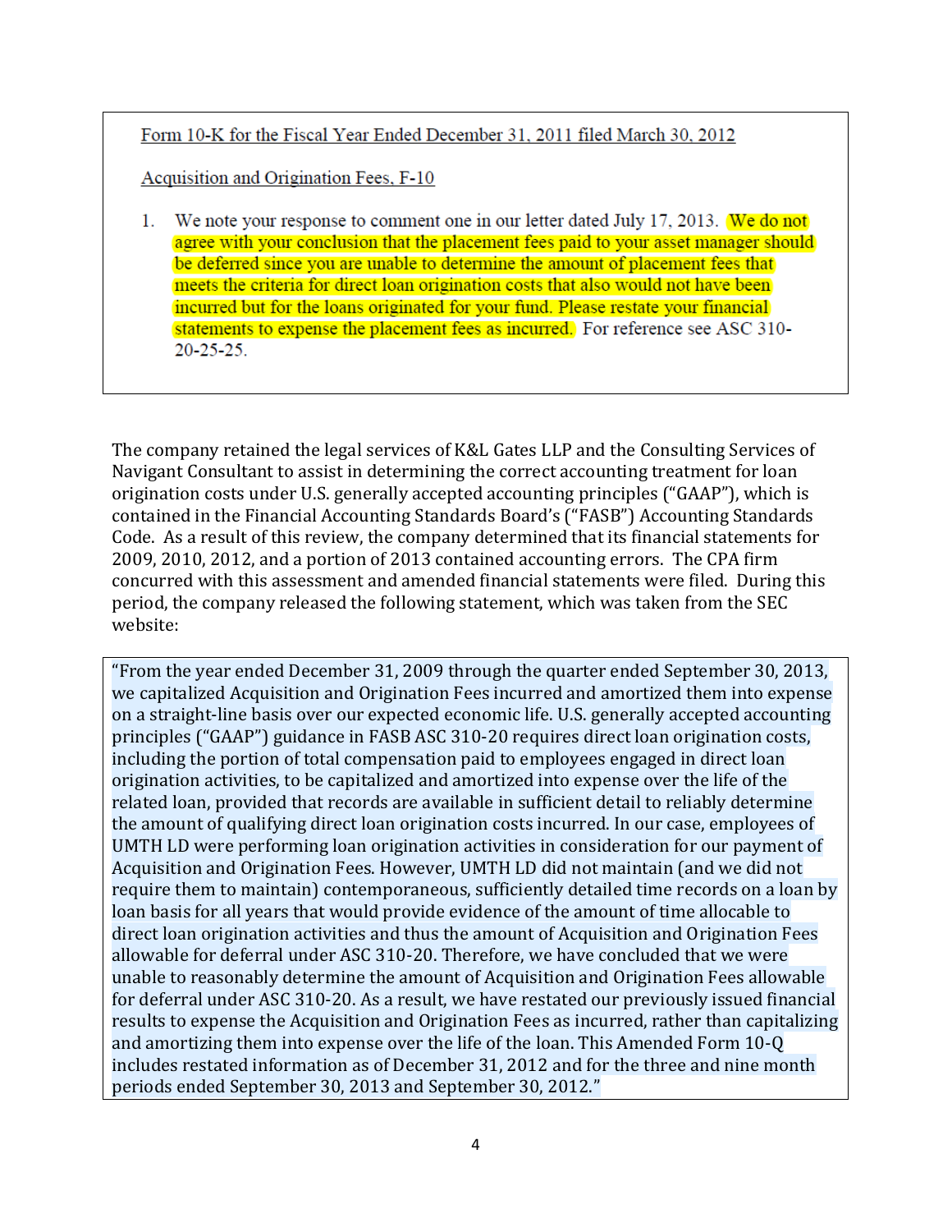Form 10-K for the Fiscal Year Ended December 31, 2011 filed March 30, 2012

Acquisition and Origination Fees, F-10

1. We note your response to comment one in our letter dated July 17, 2013. We do not agree with your conclusion that the placement fees paid to your asset manager should be deferred since you are unable to determine the amount of placement fees that meets the criteria for direct loan origination costs that also would not have been incurred but for the loans originated for your fund. Please restate your financial statements to expense the placement fees as incurred. For reference see ASC 310-20-25-25.

The company retained the legal services of K&L Gates LLP and the Consulting Services of Navigant Consultant to assist in determining the correct accounting treatment for loan origination costs under U.S. generally accepted accounting principles ("GAAP"), which is contained in the Financial Accounting Standards Board's ("FASB") Accounting Standards Code. As a result of this review, the company determined that its financial statements for 2009, 2010, 2012, and a portion of 2013 contained accounting errors. The CPA firm concurred with this assessment and amended financial statements were filed. During this period, the company released the following statement, which was taken from the SEC website:

"From the year ended December 31, 2009 through the quarter ended September 30, 2013, we capitalized Acquisition and Origination Fees incurred and amortized them into expense on a straight-line basis over our expected economic life. U.S. generally accepted accounting principles ("GAAP") guidance in FASB ASC 310-20 requires direct loan origination costs, including the portion of total compensation paid to employees engaged in direct loan origination activities, to be capitalized and amortized into expense over the life of the related loan, provided that records are available in sufficient detail to reliably determine the amount of qualifying direct loan origination costs incurred. In our case, employees of UMTH LD were performing loan origination activities in consideration for our payment of Acquisition and Origination Fees. However, UMTH LD did not maintain (and we did not require them to maintain) contemporaneous, sufficiently detailed time records on a loan by loan basis for all years that would provide evidence of the amount of time allocable to direct loan origination activities and thus the amount of Acquisition and Origination Fees allowable for deferral under ASC 310-20. Therefore, we have concluded that we were unable to reasonably determine the amount of Acquisition and Origination Fees allowable for deferral under ASC 310-20. As a result, we have restated our previously issued financial results to expense the Acquisition and Origination Fees as incurred, rather than capitalizing and amortizing them into expense over the life of the loan. This Amended Form 10-Q includes restated information as of December 31, 2012 and for the three and nine month periods ended September 30, 2013 and September 30, 2012."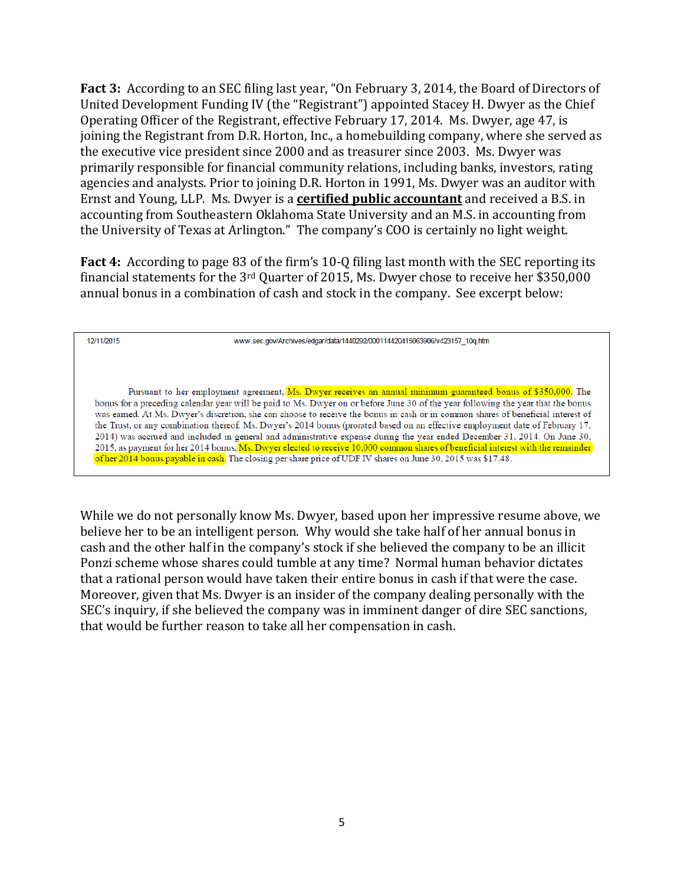**Fact 3:** According to an SEC filing last year, "On February 3, 2014, the Board of Directors of United Development Funding IV (the "Registrant") appointed Stacey H. Dwyer as the Chief Operating Officer of the Registrant, effective February 17, 2014. Ms. Dwyer, age 47, is joining the Registrant from D.R. Horton, Inc., a homebuilding company, where she served as the executive vice president since 2000 and as treasurer since 2003. Ms. Dwyer was primarily responsible for financial community relations, including banks, investors, rating agencies and analysts. Prior to joining D.R. Horton in 1991, Ms. Dwyer was an auditor with Ernst and Young, LLP. Ms. Dwyer is a **certified public accountant** and received a B.S. in accounting from Southeastern Oklahoma State University and an M.S. in accounting from the University of Texas at Arlington." The company's COO is certainly no light weight.

**Fact 4:** According to page 83 of the firm's 10-Q filing last month with the SEC reporting its financial statements for the 3rd Quarter of 2015, Ms. Dwyer chose to receive her $350,000 annual bonus in a combination of cash and stock in the company. See excerpt below:

> 12/11/2015 www.sec.gov/Archives/edgar/data/1440292/000114420415063906/v423157_10q.htm
>
> Pursuant to her employment agreement, Ms. Dwyer receives an annual minimum guaranteed bonus of $350,000. The bonus for a preceding calendar year will be paid to Ms. Dwyer on or before June 30 of the year following the year that the bonus was earned. At Ms. Dwyer's discretion, she can choose to receive the bonus in cash or in common shares of beneficial interest of the Trust, or any combination thereof. Ms. Dwyer's 2014 bonus (prorated based on an effective employment date of February 17, 2014) was accrued and included in general and administrative expense during the year ended December 31, 2014. On June 30, 2015, as payment for her 2014 bonus, Ms. Dwyer elected to receive 10,000 common shares of beneficial interest with the remainder of her 2014 bonus payable in cash. The closing per share price of UDF IV shares on June 30, 2015 was $17.48.

While we do not personally know Ms. Dwyer, based upon her impressive resume above, we believe her to be an intelligent person. Why would she take half of her annual bonus in cash and the other half in the company's stock if she believed the company to be an illicit Ponzi scheme whose shares could tumble at any time? Normal human behavior dictates that a rational person would have taken their entire bonus in cash if that were the case. Moreover, given that Ms. Dwyer is an insider of the company dealing personally with the SEC's inquiry, if she believed the company was in imminent danger of dire SEC sanctions, that would be further reason to take all her compensation in cash.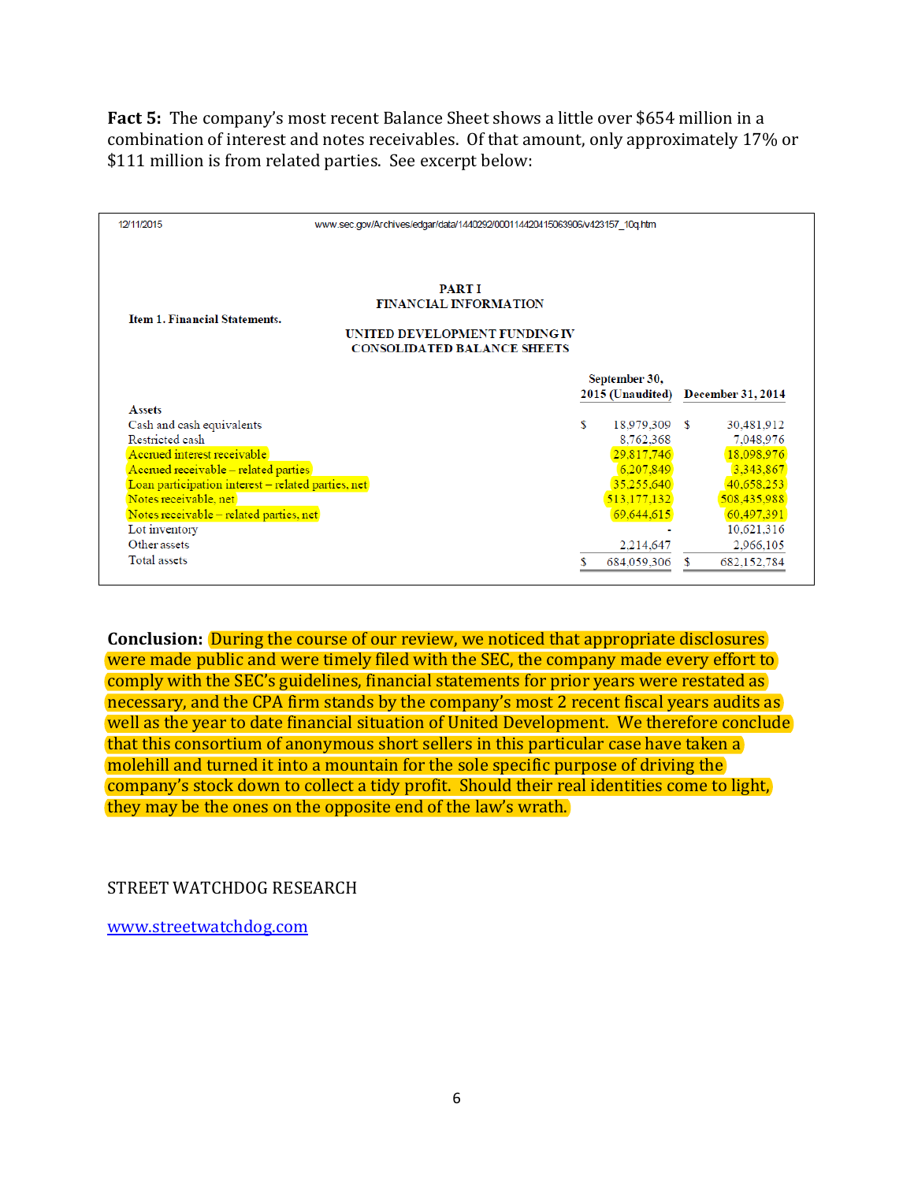**Fact 5:** The company's most recent Balance Sheet shows a little over $654 million in a combination of interest and notes receivables. Of that amount, only approximately 17% or $111 million is from related parties. See excerpt below:

12/11/2015 www.sec.gov/Archives/edgar/data/1440292/000114420415063906/v423157_10q.htm

PART I
FINANCIAL INFORMATION

Item 1. Financial Statements.

UNITED DEVELOPMENT FUNDING IV
CONSOLIDATED BALANCE SHEETS

| | September 30, 2015 (Unaudited) | December 31, 2014 |
|---|---|---|
| **Assets** | | |
| Cash and cash equivalents | $ 18,979,309 | $ 30,481,912 |
| Restricted cash | 8,762,368 | 7,048,976 |
| Accrued interest receivable | 29,817,746 | 18,098,976 |
| Accrued receivable – related parties | 6,207,849 | 3,343,867 |
| Loan participation interest – related parties, net | 35,255,640 | 40,658,253 |
| Notes receivable, net | 513,177,132 | 508,435,988 |
| Notes receivable – related parties, net | 69,644,615 | 60,497,391 |
| Lot inventory | - | 10,621,316 |
| Other assets | 2,214,647 | 2,966,105 |
| Total assets | $ 684,059,306 | $ 682,152,784 |

**Conclusion:** During the course of our review, we noticed that appropriate disclosures were made public and were timely filed with the SEC, the company made every effort to comply with the SEC's guidelines, financial statements for prior years were restated as necessary, and the CPA firm stands by the company's most 2 recent fiscal years audits as well as the year to date financial situation of United Development. We therefore conclude that this consortium of anonymous short sellers in this particular case have taken a molehill and turned it into a mountain for the sole specific purpose of driving the company's stock down to collect a tidy profit. Should their real identities come to light, they may be the ones on the opposite end of the law's wrath.

STREET WATCHDOG RESEARCH

www.streetwatchdog.com